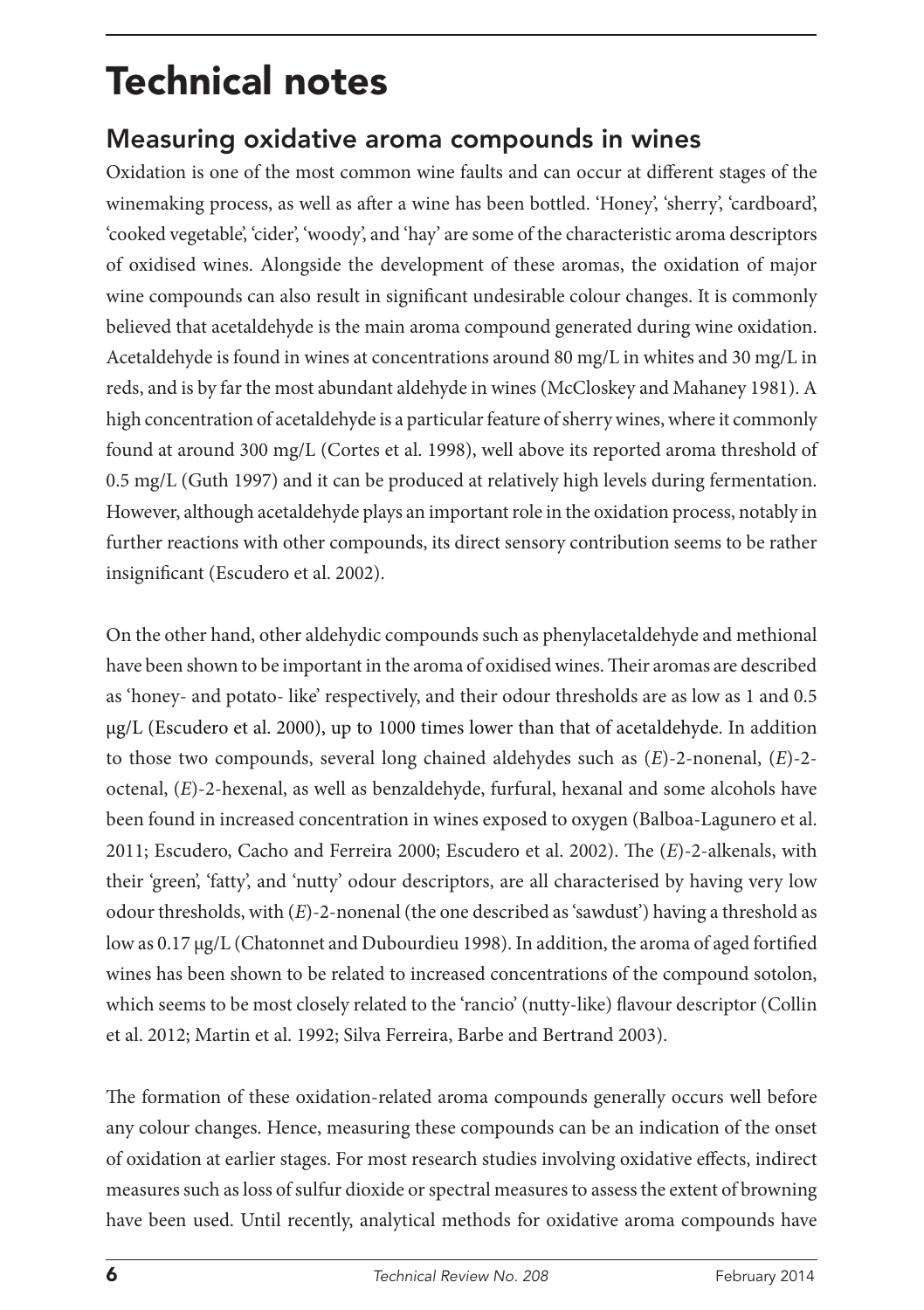# Technical notes

## Measuring oxidative aroma compounds in wines

Oxidation is one of the most common wine faults and can occur at different stages of the winemaking process, as well as after a wine has been bottled. 'Honey', 'sherry', 'cardboard', 'cooked vegetable', 'cider', 'woody', and 'hay' are some of the characteristic aroma descriptors of oxidised wines. Alongside the development of these aromas, the oxidation of major wine compounds can also result in significant undesirable colour changes. It is commonly believed that acetaldehyde is the main aroma compound generated during wine oxidation. Acetaldehyde is found in wines at concentrations around 80 mg/L in whites and 30 mg/L in reds, and is by far the most abundant aldehyde in wines (McCloskey and Mahaney 1981). A high concentration of acetaldehyde is a particular feature of sherry wines, where it commonly found at around 300 mg/L (Cortes et al. 1998), well above its reported aroma threshold of 0.5 mg/L (Guth 1997) and it can be produced at relatively high levels during fermentation. However, although acetaldehyde plays an important role in the oxidation process, notably in further reactions with other compounds, its direct sensory contribution seems to be rather insignificant (Escudero et al. 2002).

On the other hand, other aldehydic compounds such as phenylacetaldehyde and methional have been shown to be important in the aroma of oxidised wines. Their aromas are described as 'honey- and potato- like' respectively, and their odour thresholds are as low as 1 and 0.5 μg/L (Escudero et al. 2000), up to 1000 times lower than that of acetaldehyde. In addition to those two compounds, several long chained aldehydes such as (*E*)-2-nonenal, (*E*)-2-octenal, (*E*)-2-hexenal, as well as benzaldehyde, furfural, hexanal and some alcohols have been found in increased concentration in wines exposed to oxygen (Balboa-Lagunero et al. 2011; Escudero, Cacho and Ferreira 2000; Escudero et al. 2002). The (*E*)-2-alkenals, with their 'green', 'fatty', and 'nutty' odour descriptors, are all characterised by having very low odour thresholds, with (*E*)-2-nonenal (the one described as 'sawdust') having a threshold as low as 0.17 μg/L (Chatonnet and Dubourdieu 1998). In addition, the aroma of aged fortified wines has been shown to be related to increased concentrations of the compound sotolon, which seems to be most closely related to the 'rancio' (nutty-like) flavour descriptor (Collin et al. 2012; Martin et al. 1992; Silva Ferreira, Barbe and Bertrand 2003).

The formation of these oxidation-related aroma compounds generally occurs well before any colour changes. Hence, measuring these compounds can be an indication of the onset of oxidation at earlier stages. For most research studies involving oxidative effects, indirect measures such as loss of sulfur dioxide or spectral measures to assess the extent of browning have been used. Until recently, analytical methods for oxidative aroma compounds have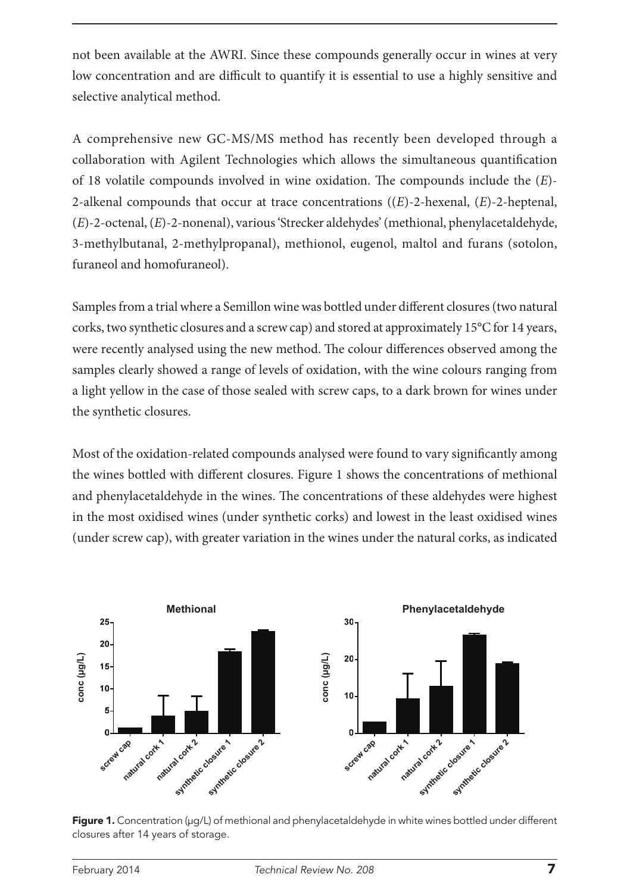not been available at the AWRI. Since these compounds generally occur in wines at very low concentration and are difficult to quantify it is essential to use a highly sensitive and selective analytical method.

A comprehensive new GC-MS/MS method has recently been developed through a collaboration with Agilent Technologies which allows the simultaneous quantification of 18 volatile compounds involved in wine oxidation. The compounds include the (*E*)-2-alkenal compounds that occur at trace concentrations ((*E*)-2-hexenal, (*E*)-2-heptenal, (*E*)-2-octenal, (*E*)-2-nonenal), various 'Strecker aldehydes' (methional, phenylacetaldehyde, 3-methylbutanal, 2-methylpropanal), methionol, eugenol, maltol and furans (sotolon, furaneol and homofuraneol).

Samples from a trial where a Semillon wine was bottled under different closures (two natural corks, two synthetic closures and a screw cap) and stored at approximately 15°C for 14 years, were recently analysed using the new method. The colour differences observed among the samples clearly showed a range of levels of oxidation, with the wine colours ranging from a light yellow in the case of those sealed with screw caps, to a dark brown for wines under the synthetic closures.

Most of the oxidation-related compounds analysed were found to vary significantly among the wines bottled with different closures. Figure 1 shows the concentrations of methional and phenylacetaldehyde in the wines. The concentrations of these aldehydes were highest in the most oxidised wines (under synthetic corks) and lowest in the least oxidised wines (under screw cap), with greater variation in the wines under the natural corks, as indicated

Methional

conc (μg/L)

0
5
10
15
20
25

screw cap
natural cork 1
natural cork 2
synthetic closure 1
synthetic closure 2

Phenylacetaldehyde

conc (μg/L)

0
10
20
30

screw cap
natural cork 1
natural cork 2
synthetic closure 1
synthetic closure 2

**Figure 1.** Concentration (μg/L) of methional and phenylacetaldehyde in white wines bottled under different closures after 14 years of storage.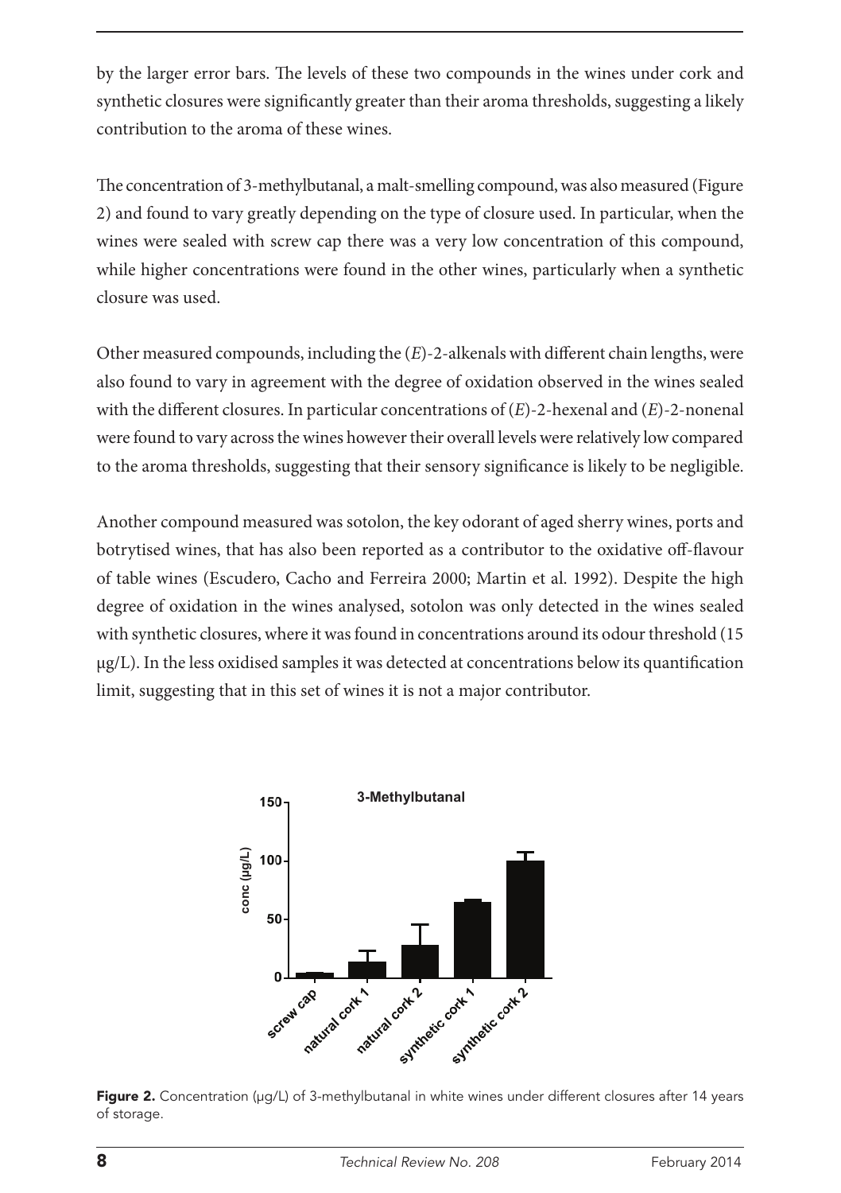by the larger error bars. The levels of these two compounds in the wines under cork and synthetic closures were significantly greater than their aroma thresholds, suggesting a likely contribution to the aroma of these wines.

The concentration of 3-methylbutanal, a malt-smelling compound, was also measured (Figure 2) and found to vary greatly depending on the type of closure used. In particular, when the wines were sealed with screw cap there was a very low concentration of this compound, while higher concentrations were found in the other wines, particularly when a synthetic closure was used.

Other measured compounds, including the (*E*)-2-alkenals with different chain lengths, were also found to vary in agreement with the degree of oxidation observed in the wines sealed with the different closures. In particular concentrations of (*E*)-2-hexenal and (*E*)-2-nonenal were found to vary across the wines however their overall levels were relatively low compared to the aroma thresholds, suggesting that their sensory significance is likely to be negligible.

Another compound measured was sotolon, the key odorant of aged sherry wines, ports and botrytised wines, that has also been reported as a contributor to the oxidative off-flavour of table wines (Escudero, Cacho and Ferreira 2000; Martin et al. 1992). Despite the high degree of oxidation in the wines analysed, sotolon was only detected in the wines sealed with synthetic closures, where it was found in concentrations around its odour threshold (15 μg/L). In the less oxidised samples it was detected at concentrations below its quantification limit, suggesting that in this set of wines it is not a major contributor.

3-Methylbutanal

conc (μg/L)

150

100

50

0

screw cap

natural cork 1

natural cork 2

synthetic cork 1

synthetic cork 2

**Figure 2.** Concentration (μg/L) of 3-methylbutanal in white wines under different closures after 14 years of storage.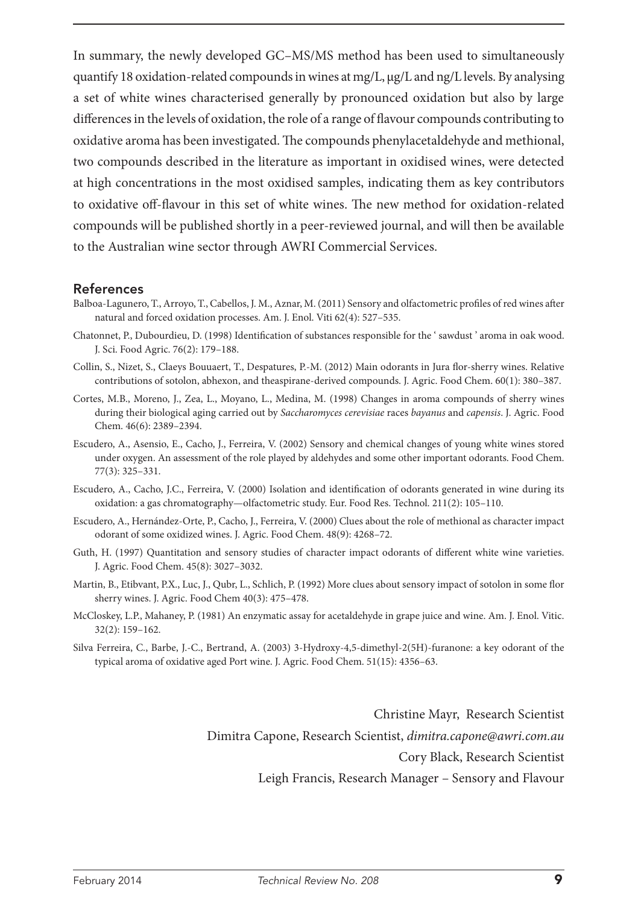In summary, the newly developed GC–MS/MS method has been used to simultaneously quantify 18 oxidation-related compounds in wines at mg/L, μg/L and ng/L levels. By analysing a set of white wines characterised generally by pronounced oxidation but also by large differences in the levels of oxidation, the role of a range of flavour compounds contributing to oxidative aroma has been investigated. The compounds phenylacetaldehyde and methional, two compounds described in the literature as important in oxidised wines, were detected at high concentrations in the most oxidised samples, indicating them as key contributors to oxidative off-flavour in this set of white wines. The new method for oxidation-related compounds will be published shortly in a peer-reviewed journal, and will then be available to the Australian wine sector through AWRI Commercial Services.

## References

Balboa-Lagunero, T., Arroyo, T., Cabellos, J. M., Aznar, M. (2011) Sensory and olfactometric profiles of red wines after natural and forced oxidation processes. Am. J. Enol. Viti 62(4): 527–535.

Chatonnet, P., Dubourdieu, D. (1998) Identification of substances responsible for the ' sawdust ' aroma in oak wood. J. Sci. Food Agric. 76(2): 179–188.

Collin, S., Nizet, S., Claeys Bouuaert, T., Despatures, P.-M. (2012) Main odorants in Jura flor-sherry wines. Relative contributions of sotolon, abhexon, and theaspirane-derived compounds. J. Agric. Food Chem. 60(1): 380–387.

Cortes, M.B., Moreno, J., Zea, L., Moyano, L., Medina, M. (1998) Changes in aroma compounds of sherry wines during their biological aging carried out by *Saccharomyces cerevisiae* races *bayanus* and *capensis*. J. Agric. Food Chem. 46(6): 2389–2394.

Escudero, A., Asensio, E., Cacho, J., Ferreira, V. (2002) Sensory and chemical changes of young white wines stored under oxygen. An assessment of the role played by aldehydes and some other important odorants. Food Chem. 77(3): 325–331.

Escudero, A., Cacho, J.C., Ferreira, V. (2000) Isolation and identification of odorants generated in wine during its oxidation: a gas chromatography—olfactometric study. Eur. Food Res. Technol. 211(2): 105–110.

Escudero, A., Hernández-Orte, P., Cacho, J., Ferreira, V. (2000) Clues about the role of methional as character impact odorant of some oxidized wines. J. Agric. Food Chem. 48(9): 4268–72.

Guth, H. (1997) Quantitation and sensory studies of character impact odorants of different white wine varieties. J. Agric. Food Chem. 45(8): 3027–3032.

Martin, B., Etibvant, P.X., Luc, J., Qubr, L., Schlich, P. (1992) More clues about sensory impact of sotolon in some flor sherry wines. J. Agric. Food Chem 40(3): 475–478.

McCloskey, L.P., Mahaney, P. (1981) An enzymatic assay for acetaldehyde in grape juice and wine. Am. J. Enol. Vitic. 32(2): 159–162.

Silva Ferreira, C., Barbe, J.-C., Bertrand, A. (2003) 3-Hydroxy-4,5-dimethyl-2(5H)-furanone: a key odorant of the typical aroma of oxidative aged Port wine. J. Agric. Food Chem. 51(15): 4356–63.

Christine Mayr, Research Scientist

Dimitra Capone, Research Scientist, *dimitra.capone@awri.com.au*

Cory Black, Research Scientist

Leigh Francis, Research Manager – Sensory and Flavour